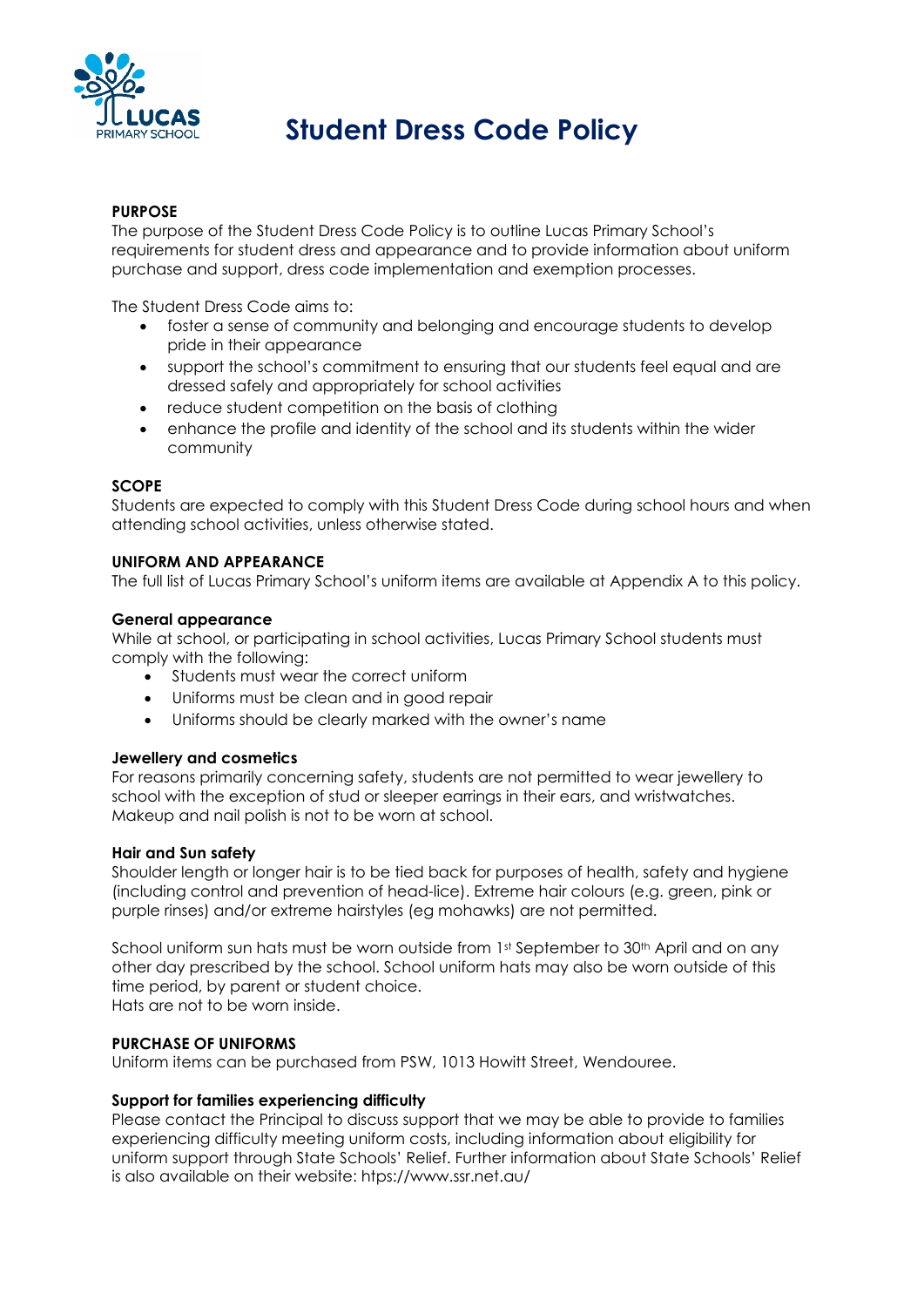LUCAS PRIMARY SCHOOL

# Student Dress Code Policy

**PURPOSE**

The purpose of the Student Dress Code Policy is to outline Lucas Primary School's requirements for student dress and appearance and to provide information about uniform purchase and support, dress code implementation and exemption processes.

The Student Dress Code aims to:

- foster a sense of community and belonging and encourage students to develop pride in their appearance
- support the school's commitment to ensuring that our students feel equal and are dressed safely and appropriately for school activities
- reduce student competition on the basis of clothing
- enhance the profile and identity of the school and its students within the wider community

**SCOPE**

Students are expected to comply with this Student Dress Code during school hours and when attending school activities, unless otherwise stated.

**UNIFORM AND APPEARANCE**

The full list of Lucas Primary School's uniform items are available at Appendix A to this policy.

**General appearance**

While at school, or participating in school activities, Lucas Primary School students must comply with the following:

- Students must wear the correct uniform
- Uniforms must be clean and in good repair
- Uniforms should be clearly marked with the owner's name

**Jewellery and cosmetics**

For reasons primarily concerning safety, students are not permitted to wear jewellery to school with the exception of stud or sleeper earrings in their ears, and wristwatches. Makeup and nail polish is not to be worn at school.

**Hair and Sun safety**

Shoulder length or longer hair is to be tied back for purposes of health, safety and hygiene (including control and prevention of head-lice). Extreme hair colours (e.g. green, pink or purple rinses) and/or extreme hairstyles (eg mohawks) are not permitted.

School uniform sun hats must be worn outside from 1st September to 30th April and on any other day prescribed by the school. School uniform hats may also be worn outside of this time period, by parent or student choice.
Hats are not to be worn inside.

**PURCHASE OF UNIFORMS**

Uniform items can be purchased from PSW, 1013 Howitt Street, Wendouree.

**Support for families experiencing difficulty**

Please contact the Principal to discuss support that we may be able to provide to families experiencing difficulty meeting uniform costs, including information about eligibility for uniform support through State Schools' Relief. Further information about State Schools' Relief is also available on their website: htps://www.ssr.net.au/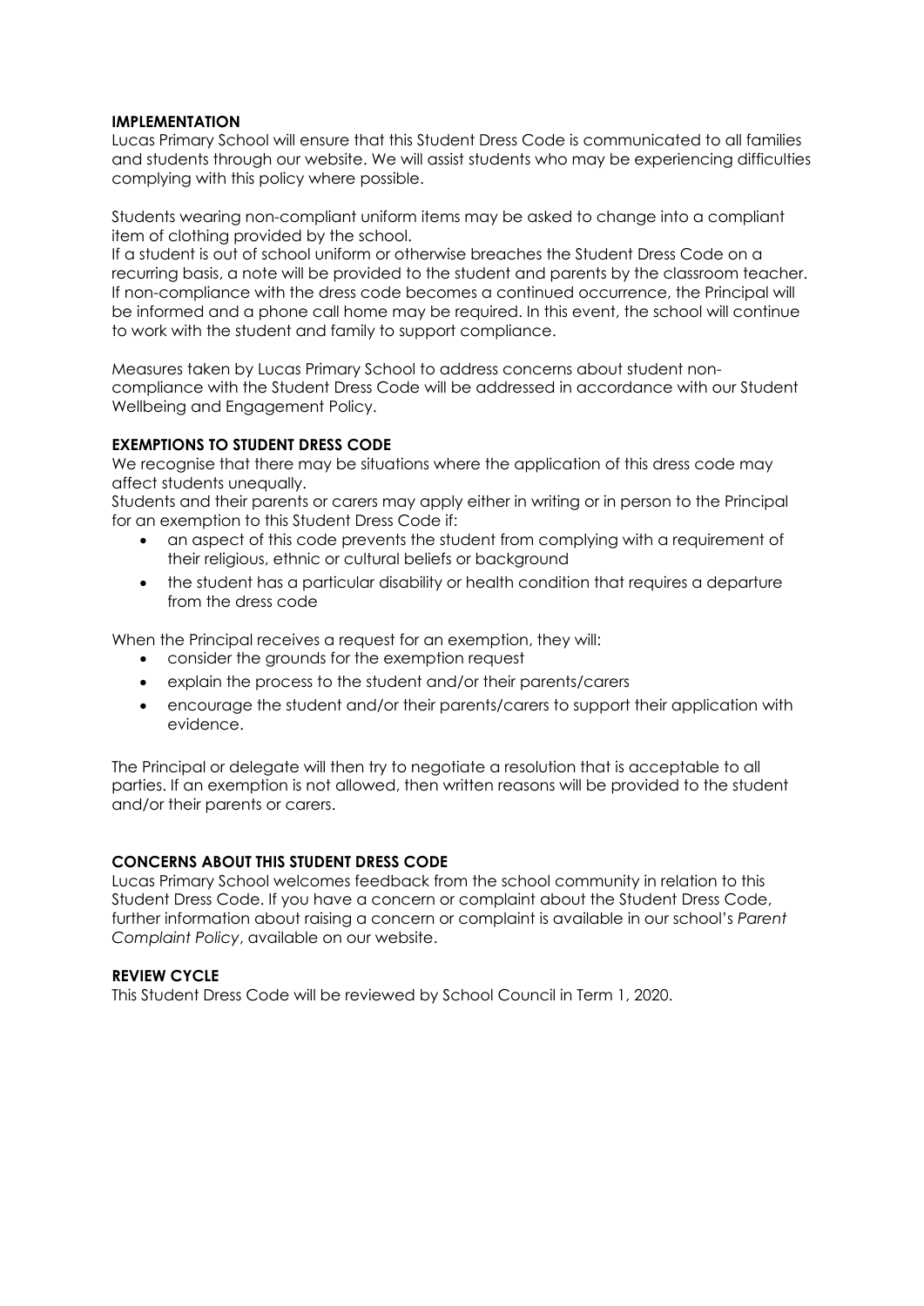## IMPLEMENTATION

Lucas Primary School will ensure that this Student Dress Code is communicated to all families and students through our website. We will assist students who may be experiencing difficulties complying with this policy where possible.

Students wearing non-compliant uniform items may be asked to change into a compliant item of clothing provided by the school.
If a student is out of school uniform or otherwise breaches the Student Dress Code on a recurring basis, a note will be provided to the student and parents by the classroom teacher. If non-compliance with the dress code becomes a continued occurrence, the Principal will be informed and a phone call home may be required. In this event, the school will continue to work with the student and family to support compliance.

Measures taken by Lucas Primary School to address concerns about student non-compliance with the Student Dress Code will be addressed in accordance with our Student Wellbeing and Engagement Policy.

## EXEMPTIONS TO STUDENT DRESS CODE

We recognise that there may be situations where the application of this dress code may affect students unequally.
Students and their parents or carers may apply either in writing or in person to the Principal for an exemption to this Student Dress Code if:

- an aspect of this code prevents the student from complying with a requirement of their religious, ethnic or cultural beliefs or background
- the student has a particular disability or health condition that requires a departure from the dress code

When the Principal receives a request for an exemption, they will:

- consider the grounds for the exemption request
- explain the process to the student and/or their parents/carers
- encourage the student and/or their parents/carers to support their application with evidence.

The Principal or delegate will then try to negotiate a resolution that is acceptable to all parties. If an exemption is not allowed, then written reasons will be provided to the student and/or their parents or carers.

## CONCERNS ABOUT THIS STUDENT DRESS CODE

Lucas Primary School welcomes feedback from the school community in relation to this Student Dress Code. If you have a concern or complaint about the Student Dress Code, further information about raising a concern or complaint is available in our school's *Parent Complaint Policy*, available on our website.

## REVIEW CYCLE

This Student Dress Code will be reviewed by School Council in Term 1, 2020.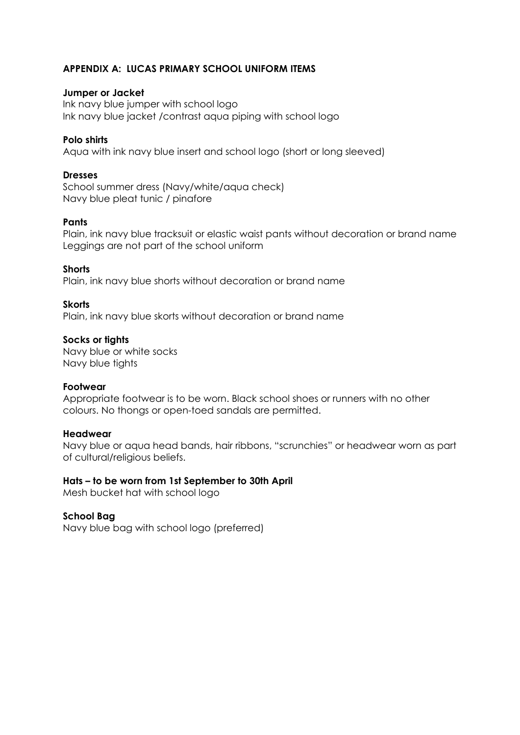## APPENDIX A: LUCAS PRIMARY SCHOOL UNIFORM ITEMS

**Jumper or Jacket**
Ink navy blue jumper with school logo
Ink navy blue jacket /contrast aqua piping with school logo

**Polo shirts**
Aqua with ink navy blue insert and school logo (short or long sleeved)

**Dresses**
School summer dress (Navy/white/aqua check)
Navy blue pleat tunic / pinafore

**Pants**
Plain, ink navy blue tracksuit or elastic waist pants without decoration or brand name
Leggings are not part of the school uniform

**Shorts**
Plain, ink navy blue shorts without decoration or brand name

**Skorts**
Plain, ink navy blue skorts without decoration or brand name

**Socks or tights**
Navy blue or white socks
Navy blue tights

**Footwear**
Appropriate footwear is to be worn. Black school shoes or runners with no other colours. No thongs or open-toed sandals are permitted.

**Headwear**
Navy blue or aqua head bands, hair ribbons, "scrunchies" or headwear worn as part of cultural/religious beliefs.

**Hats – to be worn from 1st September to 30th April**
Mesh bucket hat with school logo

**School Bag**
Navy blue bag with school logo (preferred)